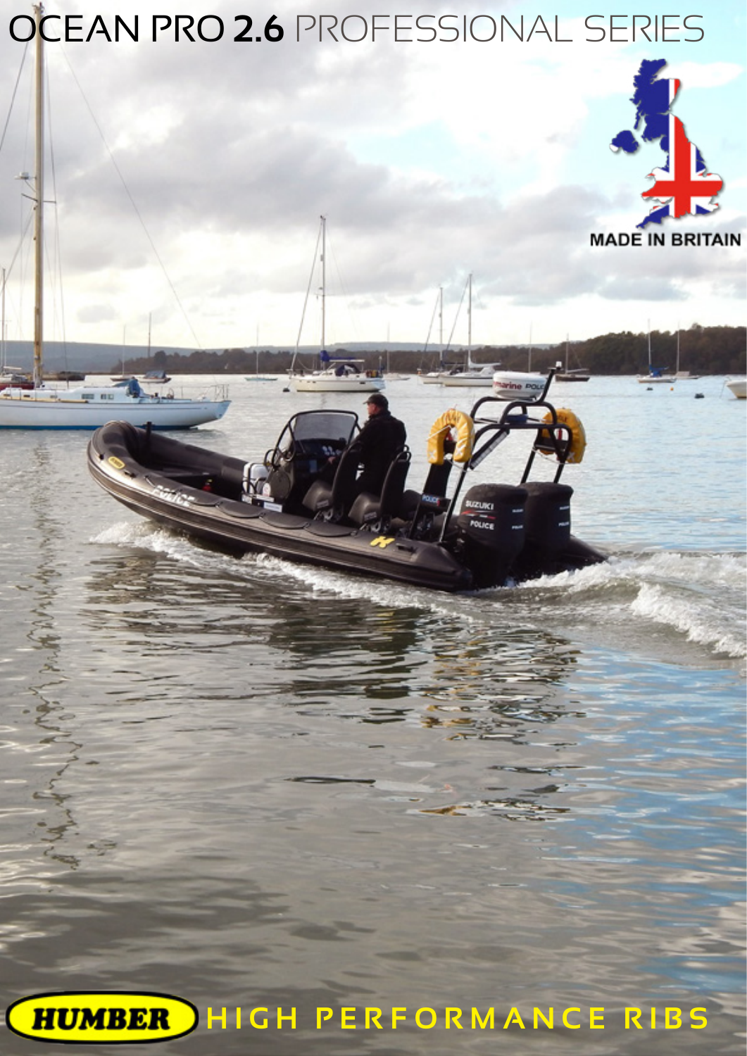# OCEAN PRO 2.6 PROFESSIONAL SERIES

MADE IN BRITAIN

HUMBER HIGH PERFORMANCE RIBS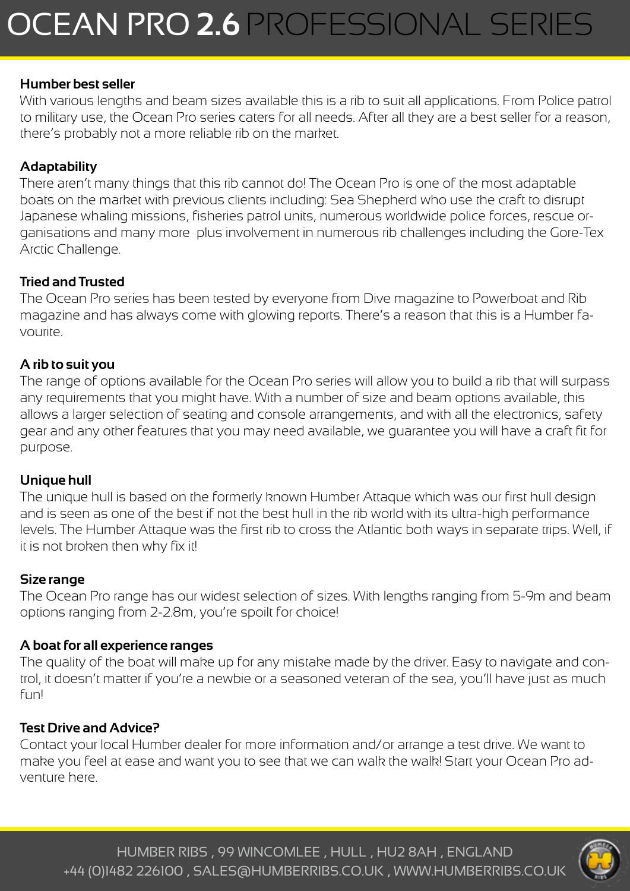# OCEAN PRO 2.6 PROFESSIONAL SERIES

### Humber best seller

With various lengths and beam sizes available this is a rib to suit all applications. From Police patrol to military use, the Ocean Pro series caters for all needs. After all they are a best seller for a reason, there's probably not a more reliable rib on the market.

### Adaptability

There aren't many things that this rib cannot do! The Ocean Pro is one of the most adaptable boats on the market with previous clients including: Sea Shepherd who use the craft to disrupt Japanese whaling missions, fisheries patrol units, numerous worldwide police forces, rescue organisations and many more plus involvement in numerous rib challenges including the Gore-Tex Arctic Challenge.

### Tried and Trusted

The Ocean Pro series has been tested by everyone from Dive magazine to Powerboat and Rib magazine and has always come with glowing reports. There's a reason that this is a Humber favourite.

### A rib to suit you

The range of options available for the Ocean Pro series will allow you to build a rib that will surpass any requirements that you might have. With a number of size and beam options available, this allows a larger selection of seating and console arrangements, and with all the electronics, safety gear and any other features that you may need available, we guarantee you will have a craft fit for purpose.

### Unique hull

The unique hull is based on the formerly known Humber Attaque which was our first hull design and is seen as one of the best if not the best hull in the rib world with its ultra-high performance levels. The Humber Attaque was the first rib to cross the Atlantic both ways in separate trips. Well, if it is not broken then why fix it!

### Size range

The Ocean Pro range has our widest selection of sizes. With lengths ranging from 5-9m and beam options ranging from 2-2.8m, you're spoilt for choice!

### A boat for all experience ranges

The quality of the boat will make up for any mistake made by the driver. Easy to navigate and control, it doesn't matter if you're a newbie or a seasoned veteran of the sea, you'll have just as much fun!

### Test Drive and Advice?

Contact your local Humber dealer for more information and/or arrange a test drive. We want to make you feel at ease and want you to see that we can walk the walk! Start your Ocean Pro adventure here.

HUMBER RIBS , 99 WINCOMLEE , HULL , HU2 8AH , ENGLAND
+44 (0)1482 226100 , SALES@HUMBERRIBS.CO.UK , WWW.HUMBERRIBS.CO.UK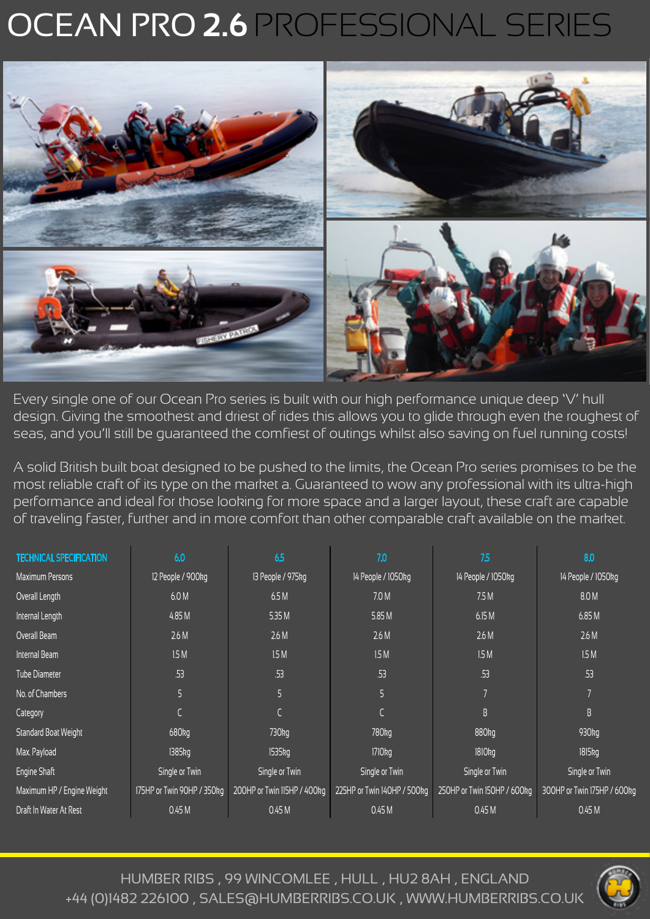# OCEAN PRO 2.6 PROFESSIONAL SERIES

Every single one of our Ocean Pro series is built with our high performance unique deep 'V' hull design. Giving the smoothest and driest of rides this allows you to glide through even the roughest of seas, and you'll still be guaranteed the comfiest of outings whilst also saving on fuel running costs!

A solid British built boat designed to be pushed to the limits, the Ocean Pro series promises to be the most reliable craft of its type on the market a. Guaranteed to wow any professional with its ultra-high performance and ideal for those looking for more space and a larger layout, these craft are capable of traveling faster, further and in more comfort than other comparable craft available on the market.

| TECHNICAL SPECIFICATION | 6.0 | 6.5 | 7.0 | 7.5 | 8.0 |
|---|---|---|---|---|---|
| Maximum Persons | 12 People / 900kg | 13 People / 975kg | 14 People / 1050kg | 14 People / 1050kg | 14 People / 1050kg |
| Overall Length | 6.0 M | 6.5 M | 7.0 M | 7.5 M | 8.0 M |
| Internal Length | 4.85 M | 5.35 M | 5.85 M | 6.15 M | 6.85 M |
| Overall Beam | 2.6 M | 2.6 M | 2.6 M | 2.6 M | 2.6 M |
| Internal Beam | 1.5 M | 1.5 M | 1.5 M | 1.5 M | 1.5 M |
| Tube Diameter | .53 | .53 | .53 | .53 | .53 |
| No. of Chambers | 5 | 5 | 5 | 7 | 7 |
| Category | C | C | C | B | B |
| Standard Boat Weight | 680kg | 730kg | 780kg | 880kg | 930kg |
| Max. Payload | 1385kg | 1535kg | 1710kg | 1810kg | 1815kg |
| Engine Shaft | Single or Twin | Single or Twin | Single or Twin | Single or Twin | Single or Twin |
| Maximum HP / Engine Weight | 175HP or Twin 90HP / 350kg | 200HP or Twin 115HP / 400kg | 225HP or Twin 140HP / 500kg | 250HP or Twin 150HP / 600kg | 300HP or Twin 175HP / 600kg |
| Draft In Water At Rest | 0.45 M | 0.45 M | 0.45 M | 0.45 M | 0.45 M |

HUMBER RIBS , 99 WINCOMLEE , HULL , HU2 8AH , ENGLAND
+44 (0)1482 226100 , SALES@HUMBERRIBS.CO.UK , WWW.HUMBERRIBS.CO.UK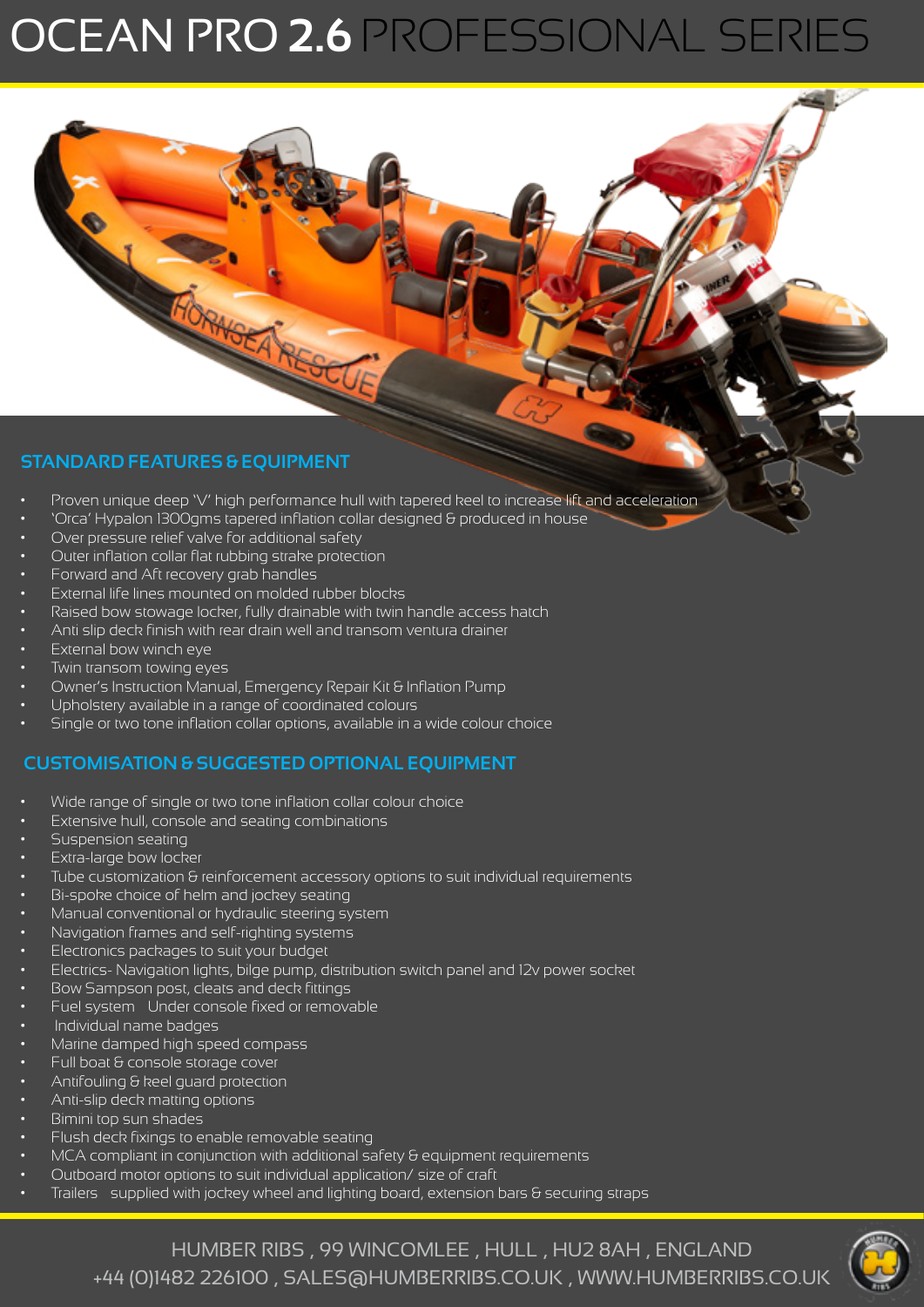# OCEAN PRO **2.6** PROFESSIONAL SERIES

## STANDARD FEATURES & EQUIPMENT

- Proven unique deep 'V' high performance hull with tapered keel to increase lift and acceleration
- 'Orca' Hypalon 1300gms tapered inflation collar designed & produced in house
- Over pressure relief valve for additional safety
- Outer inflation collar flat rubbing strake protection
- Forward and Aft recovery grab handles
- External life lines mounted on molded rubber blocks
- Raised bow stowage locker, fully drainable with twin handle access hatch
- Anti slip deck finish with rear drain well and transom ventura drainer
- External bow winch eye
- Twin transom towing eyes
- Owner's Instruction Manual, Emergency Repair Kit & Inflation Pump
- Upholstery available in a range of coordinated colours
- Single or two tone inflation collar options, available in a wide colour choice

## CUSTOMISATION & SUGGESTED OPTIONAL EQUIPMENT

- Wide range of single or two tone inflation collar colour choice
- Extensive hull, console and seating combinations
- Suspension seating
- Extra-large bow locker
- Tube customization & reinforcement accessory options to suit individual requirements
- Bi-spoke choice of helm and jockey seating
- Manual conventional or hydraulic steering system
- Navigation frames and self-righting systems
- Electronics packages to suit your budget
- Electrics- Navigation lights, bilge pump, distribution switch panel and 12v power socket
- Bow Sampson post, cleats and deck fittings
- Fuel system Under console fixed or removable
- Individual name badges
- Marine damped high speed compass
- Full boat & console storage cover
- Antifouling & keel guard protection
- Anti-slip deck matting options
- Bimini top sun shades
- Flush deck fixings to enable removable seating
- MCA compliant in conjunction with additional safety & equipment requirements
- Outboard motor options to suit individual application/ size of craft
- Trailers supplied with jockey wheel and lighting board, extension bars & securing straps

HUMBER RIBS , 99 WINCOMLEE , HULL , HU2 8AH , ENGLAND
+44 (0)1482 226100 , SALES@HUMBERRIBS.CO.UK , WWW.HUMBERRIBS.CO.UK